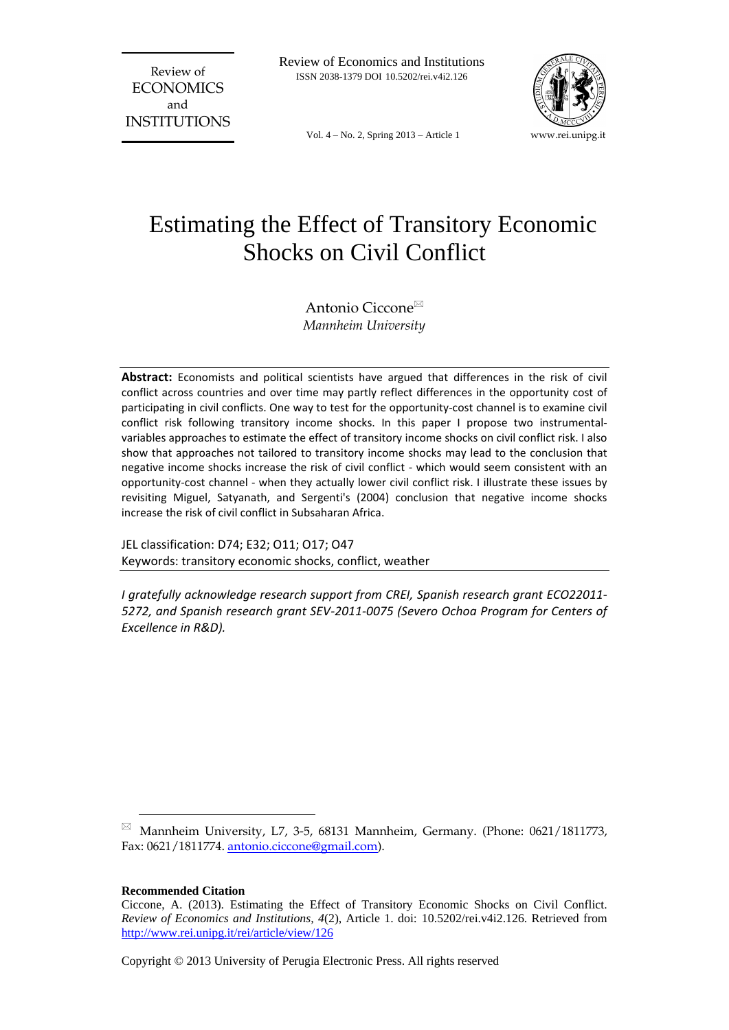Review of Economics and Institutions
ISSN 2038-1379 DOI 10.5202/rei.v4i2.126

Vol. 4 – No. 2, Spring 2013 – Article 1

# Estimating the Effect of Transitory Economic Shocks on Civil Conflict

Antonio Ciccone[✉]
*Mannheim University*

**Abstract:** Economists and political scientists have argued that differences in the risk of civil conflict across countries and over time may partly reflect differences in the opportunity cost of participating in civil conflicts. One way to test for the opportunity-cost channel is to examine civil conflict risk following transitory income shocks. In this paper I propose two instrumental-variables approaches to estimate the effect of transitory income shocks on civil conflict risk. I also show that approaches not tailored to transitory income shocks may lead to the conclusion that negative income shocks increase the risk of civil conflict - which would seem consistent with an opportunity-cost channel - when they actually lower civil conflict risk. I illustrate these issues by revisiting Miguel, Satyanath, and Sergenti's (2004) conclusion that negative income shocks increase the risk of civil conflict in Subsaharan Africa.

JEL classification: D74; E32; O11; O17; O47
Keywords: transitory economic shocks, conflict, weather

*I gratefully acknowledge research support from CREI, Spanish research grant ECO22011-5272, and Spanish research grant SEV-2011-0075 (Severo Ochoa Program for Centers of Excellence in R&D).*

[✉] Mannheim University, L7, 3-5, 68131 Mannheim, Germany. (Phone: 0621/1811773, Fax: 0621/1811774. antonio.ciccone@gmail.com).

**Recommended Citation**

Ciccone, A. (2013). Estimating the Effect of Transitory Economic Shocks on Civil Conflict. *Review of Economics and Institutions, 4*(2), Article 1. doi: 10.5202/rei.v4i2.126. Retrieved from http://www.rei.unipg.it/rei/article/view/126

Copyright © 2013 University of Perugia Electronic Press. All rights reserved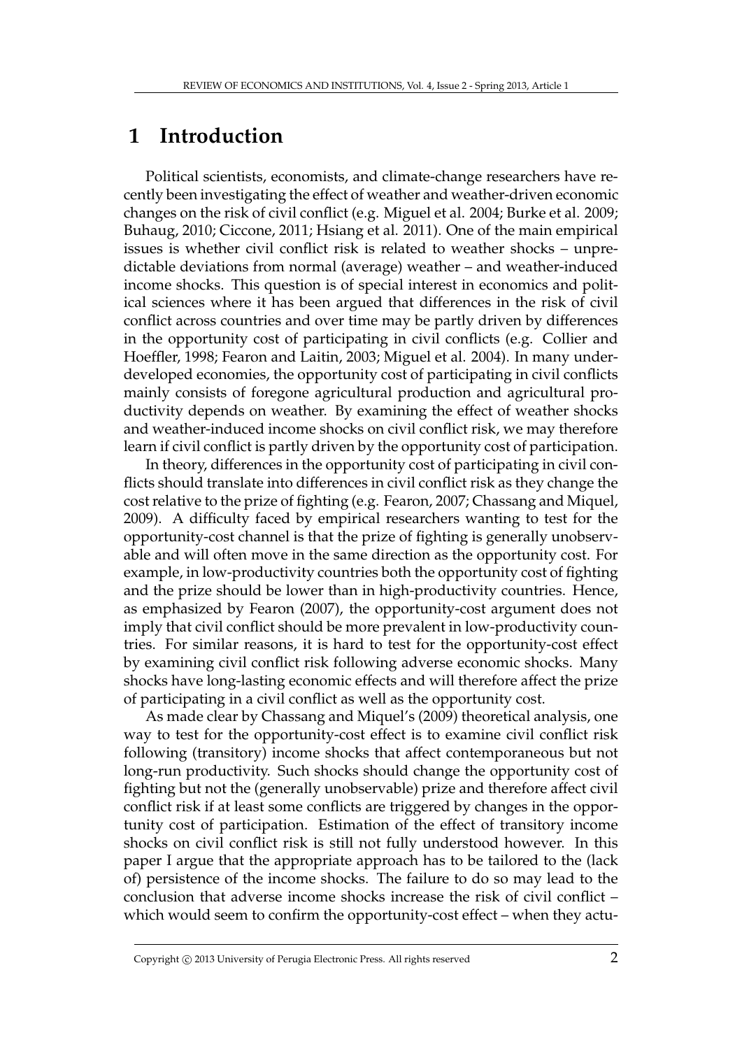# 1 Introduction

Political scientists, economists, and climate-change researchers have recently been investigating the effect of weather and weather-driven economic changes on the risk of civil conflict (e.g. Miguel et al. 2004; Burke et al. 2009; Buhaug, 2010; Ciccone, 2011; Hsiang et al. 2011). One of the main empirical issues is whether civil conflict risk is related to weather shocks – unpredictable deviations from normal (average) weather – and weather-induced income shocks. This question is of special interest in economics and political sciences where it has been argued that differences in the risk of civil conflict across countries and over time may be partly driven by differences in the opportunity cost of participating in civil conflicts (e.g. Collier and Hoeffler, 1998; Fearon and Laitin, 2003; Miguel et al. 2004). In many underdeveloped economies, the opportunity cost of participating in civil conflicts mainly consists of foregone agricultural production and agricultural productivity depends on weather. By examining the effect of weather shocks and weather-induced income shocks on civil conflict risk, we may therefore learn if civil conflict is partly driven by the opportunity cost of participation.

In theory, differences in the opportunity cost of participating in civil conflicts should translate into differences in civil conflict risk as they change the cost relative to the prize of fighting (e.g. Fearon, 2007; Chassang and Miquel, 2009). A difficulty faced by empirical researchers wanting to test for the opportunity-cost channel is that the prize of fighting is generally unobservable and will often move in the same direction as the opportunity cost. For example, in low-productivity countries both the opportunity cost of fighting and the prize should be lower than in high-productivity countries. Hence, as emphasized by Fearon (2007), the opportunity-cost argument does not imply that civil conflict should be more prevalent in low-productivity countries. For similar reasons, it is hard to test for the opportunity-cost effect by examining civil conflict risk following adverse economic shocks. Many shocks have long-lasting economic effects and will therefore affect the prize of participating in a civil conflict as well as the opportunity cost.

As made clear by Chassang and Miquel's (2009) theoretical analysis, one way to test for the opportunity-cost effect is to examine civil conflict risk following (transitory) income shocks that affect contemporaneous but not long-run productivity. Such shocks should change the opportunity cost of fighting but not the (generally unobservable) prize and therefore affect civil conflict risk if at least some conflicts are triggered by changes in the opportunity cost of participation. Estimation of the effect of transitory income shocks on civil conflict risk is still not fully understood however. In this paper I argue that the appropriate approach has to be tailored to the (lack of) persistence of the income shocks. The failure to do so may lead to the conclusion that adverse income shocks increase the risk of civil conflict – which would seem to confirm the opportunity-cost effect – when they actu-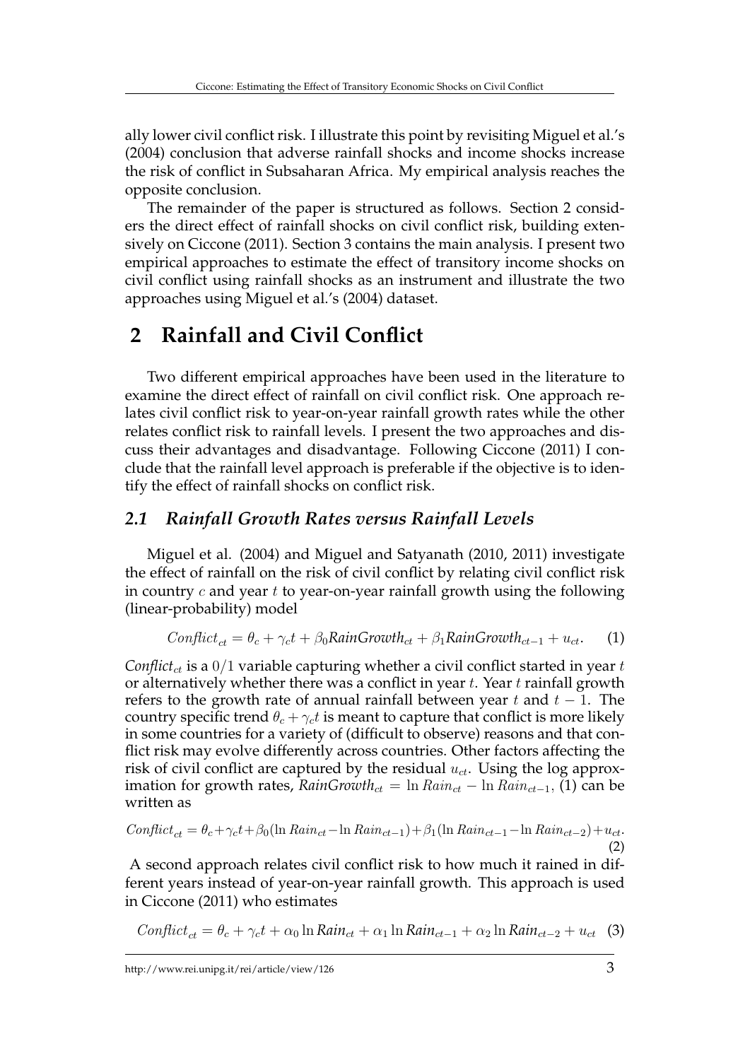ally lower civil conflict risk. I illustrate this point by revisiting Miguel et al.'s (2004) conclusion that adverse rainfall shocks and income shocks increase the risk of conflict in Subsaharan Africa. My empirical analysis reaches the opposite conclusion.

The remainder of the paper is structured as follows. Section 2 considers the direct effect of rainfall shocks on civil conflict risk, building extensively on Ciccone (2011). Section 3 contains the main analysis. I present two empirical approaches to estimate the effect of transitory income shocks on civil conflict using rainfall shocks as an instrument and illustrate the two approaches using Miguel et al.'s (2004) dataset.

# 2 Rainfall and Civil Conflict

Two different empirical approaches have been used in the literature to examine the direct effect of rainfall on civil conflict risk. One approach relates civil conflict risk to year-on-year rainfall growth rates while the other relates conflict risk to rainfall levels. I present the two approaches and discuss their advantages and disadvantage. Following Ciccone (2011) I conclude that the rainfall level approach is preferable if the objective is to identify the effect of rainfall shocks on conflict risk.

## *2.1 Rainfall Growth Rates versus Rainfall Levels*

Miguel et al. (2004) and Miguel and Satyanath (2010, 2011) investigate the effect of rainfall on the risk of civil conflict by relating civil conflict risk in country $c$ and year $t$ to year-on-year rainfall growth using the following (linear-probability) model

$$Conflict_{ct} = \theta_c + \gamma_c t + \beta_0 \mathit{RainGrowth}_{ct} + \beta_1 \mathit{RainGrowth}_{ct-1} + u_{ct}. \quad (1)$$

$Conflict_{ct}$ is a $0/1$ variable capturing whether a civil conflict started in year $t$ or alternatively whether there was a conflict in year $t$. Year $t$ rainfall growth refers to the growth rate of annual rainfall between year $t$ and $t-1$. The country specific trend $\theta_c + \gamma_c t$ is meant to capture that conflict is more likely in some countries for a variety of (difficult to observe) reasons and that conflict risk may evolve differently across countries. Other factors affecting the risk of civil conflict are captured by the residual $u_{ct}$. Using the log approximation for growth rates, $\mathit{RainGrowth}_{ct} = \ln Rain_{ct} - \ln Rain_{ct-1}$, (1) can be written as

$$Conflict_{ct} = \theta_c + \gamma_c t + \beta_0(\ln Rain_{ct} - \ln Rain_{ct-1}) + \beta_1(\ln Rain_{ct-1} - \ln Rain_{ct-2}) + u_{ct}. \quad (2)$$

A second approach relates civil conflict risk to how much it rained in different years instead of year-on-year rainfall growth. This approach is used in Ciccone (2011) who estimates

$$Conflict_{ct} = \theta_c + \gamma_c t + \alpha_0 \ln \mathit{Rain}_{ct} + \alpha_1 \ln \mathit{Rain}_{ct-1} + \alpha_2 \ln \mathit{Rain}_{ct-2} + u_{ct} \quad (3)$$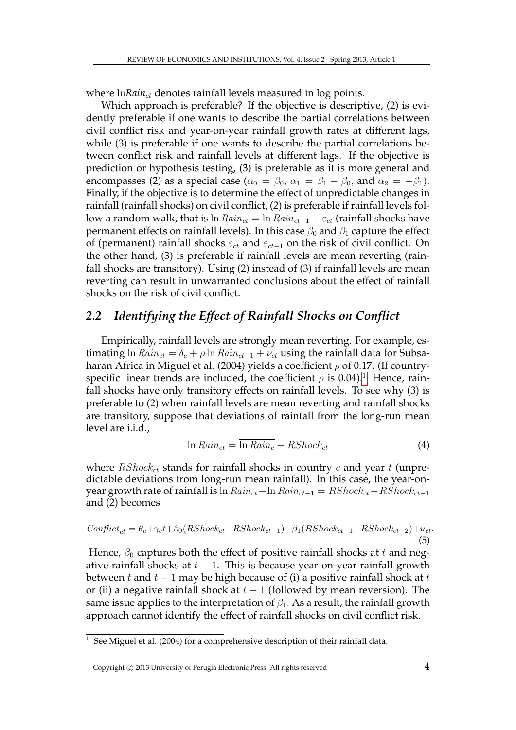where $\ln Rain_{ct}$ denotes rainfall levels measured in log points.

Which approach is preferable? If the objective is descriptive, (2) is evidently preferable if one wants to describe the partial correlations between civil conflict risk and year-on-year rainfall growth rates at different lags, while (3) is preferable if one wants to describe the partial correlations between conflict risk and rainfall levels at different lags. If the objective is prediction or hypothesis testing, (3) is preferable as it is more general and encompasses (2) as a special case ($\alpha_0 = \beta_0$, $\alpha_1 = \beta_1 - \beta_0$, and $\alpha_2 = -\beta_1$). Finally, if the objective is to determine the effect of unpredictable changes in rainfall (rainfall shocks) on civil conflict, (2) is preferable if rainfall levels follow a random walk, that is $\ln Rain_{ct} = \ln Rain_{ct-1} + \varepsilon_{ct}$ (rainfall shocks have permanent effects on rainfall levels). In this case $\beta_0$ and $\beta_1$ capture the effect of (permanent) rainfall shocks $\varepsilon_{ct}$ and $\varepsilon_{ct-1}$ on the risk of civil conflict. On the other hand, (3) is preferable if rainfall levels are mean reverting (rainfall shocks are transitory). Using (2) instead of (3) if rainfall levels are mean reverting can result in unwarranted conclusions about the effect of rainfall shocks on the risk of civil conflict.

## 2.2 Identifying the Effect of Rainfall Shocks on Conflict

Empirically, rainfall levels are strongly mean reverting. For example, estimating $\ln Rain_{ct} = \delta_c + \rho \ln Rain_{ct-1} + \nu_{ct}$ using the rainfall data for Subsaharan Africa in Miguel et al. (2004) yields a coefficient $\rho$ of 0.17. (If country-specific linear trends are included, the coefficient $\rho$ is 0.04).[1] Hence, rainfall shocks have only transitory effects on rainfall levels. To see why (3) is preferable to (2) when rainfall levels are mean reverting and rainfall shocks are transitory, suppose that deviations of rainfall from the long-run mean level are i.i.d.,

$$\ln Rain_{ct} = \overline{\ln Rain_c} + RShock_{ct} \tag{4}$$

where $RShock_{ct}$ stands for rainfall shocks in country $c$ and year $t$ (unpredictable deviations from long-run mean rainfall). In this case, the year-on-year growth rate of rainfall is $\ln Rain_{ct} - \ln Rain_{ct-1} = RShock_{ct} - RShock_{ct-1}$ and (2) becomes

$$Conflict_{ct} = \theta_c + \gamma_c t + \beta_0 (RShock_{ct} - RShock_{ct-1}) + \beta_1 (RShock_{ct-1} - RShock_{ct-2}) + u_{ct}. \tag{5}$$

Hence, $\beta_0$ captures both the effect of positive rainfall shocks at $t$ and negative rainfall shocks at $t-1$. This is because year-on-year rainfall growth between $t$ and $t-1$ may be high because of (i) a positive rainfall shock at $t$ or (ii) a negative rainfall shock at $t-1$ (followed by mean reversion). The same issue applies to the interpretation of $\beta_1$. As a result, the rainfall growth approach cannot identify the effect of rainfall shocks on civil conflict risk.

[1] See Miguel et al. (2004) for a comprehensive description of their rainfall data.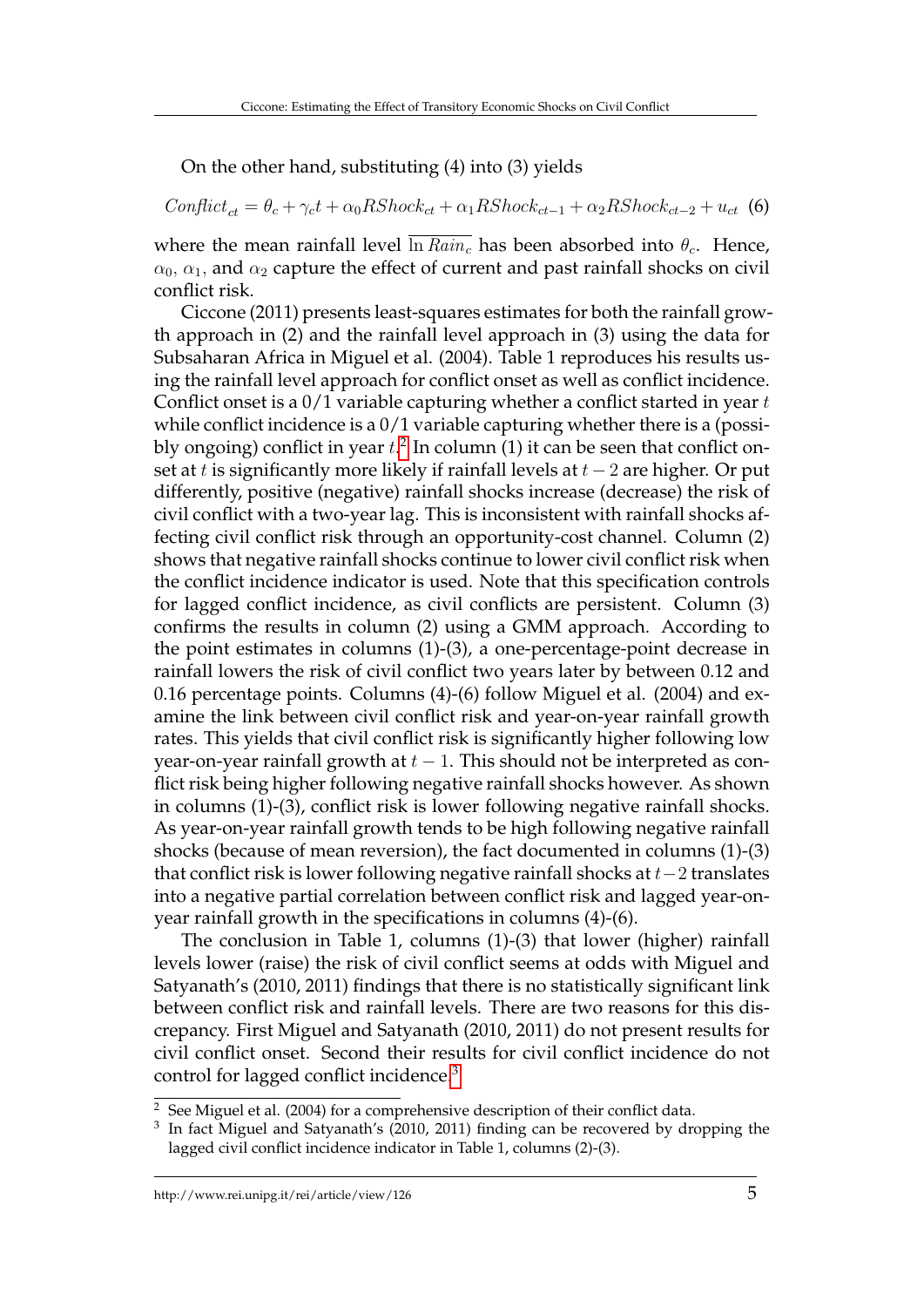On the other hand, substituting (4) into (3) yields

$$Conflict_{ct} = \theta_c + \gamma_c t + \alpha_0 RShock_{ct} + \alpha_1 RShock_{ct-1} + \alpha_2 RShock_{ct-2} + u_{ct} \quad (6)$$

where the mean rainfall level $\overline{\ln Rain_c}$ has been absorbed into $\theta_c$. Hence, $\alpha_0$, $\alpha_1$, and $\alpha_2$ capture the effect of current and past rainfall shocks on civil conflict risk.

Ciccone (2011) presents least-squares estimates for both the rainfall growth approach in (2) and the rainfall level approach in (3) using the data for Subsaharan Africa in Miguel et al. (2004). Table 1 reproduces his results using the rainfall level approach for conflict onset as well as conflict incidence. Conflict onset is a 0/1 variable capturing whether a conflict started in year $t$ while conflict incidence is a 0/1 variable capturing whether there is a (possibly ongoing) conflict in year $t$.[2] In column (1) it can be seen that conflict onset at $t$ is significantly more likely if rainfall levels at $t-2$ are higher. Or put differently, positive (negative) rainfall shocks increase (decrease) the risk of civil conflict with a two-year lag. This is inconsistent with rainfall shocks affecting civil conflict risk through an opportunity-cost channel. Column (2) shows that negative rainfall shocks continue to lower civil conflict risk when the conflict incidence indicator is used. Note that this specification controls for lagged conflict incidence, as civil conflicts are persistent. Column (3) confirms the results in column (2) using a GMM approach. According to the point estimates in columns (1)-(3), a one-percentage-point decrease in rainfall lowers the risk of civil conflict two years later by between 0.12 and 0.16 percentage points. Columns (4)-(6) follow Miguel et al. (2004) and examine the link between civil conflict risk and year-on-year rainfall growth rates. This yields that civil conflict risk is significantly higher following low year-on-year rainfall growth at $t-1$. This should not be interpreted as conflict risk being higher following negative rainfall shocks however. As shown in columns (1)-(3), conflict risk is lower following negative rainfall shocks. As year-on-year rainfall growth tends to be high following negative rainfall shocks (because of mean reversion), the fact documented in columns (1)-(3) that conflict risk is lower following negative rainfall shocks at $t-2$ translates into a negative partial correlation between conflict risk and lagged year-on-year rainfall growth in the specifications in columns (4)-(6).

The conclusion in Table 1, columns (1)-(3) that lower (higher) rainfall levels lower (raise) the risk of civil conflict seems at odds with Miguel and Satyanath's (2010, 2011) findings that there is no statistically significant link between conflict risk and rainfall levels. There are two reasons for this discrepancy. First Miguel and Satyanath (2010, 2011) do not present results for civil conflict onset. Second their results for civil conflict incidence do not control for lagged conflict incidence.[3]

[2] See Miguel et al. (2004) for a comprehensive description of their conflict data.

[3] In fact Miguel and Satyanath's (2010, 2011) finding can be recovered by dropping the lagged civil conflict incidence indicator in Table 1, columns (2)-(3).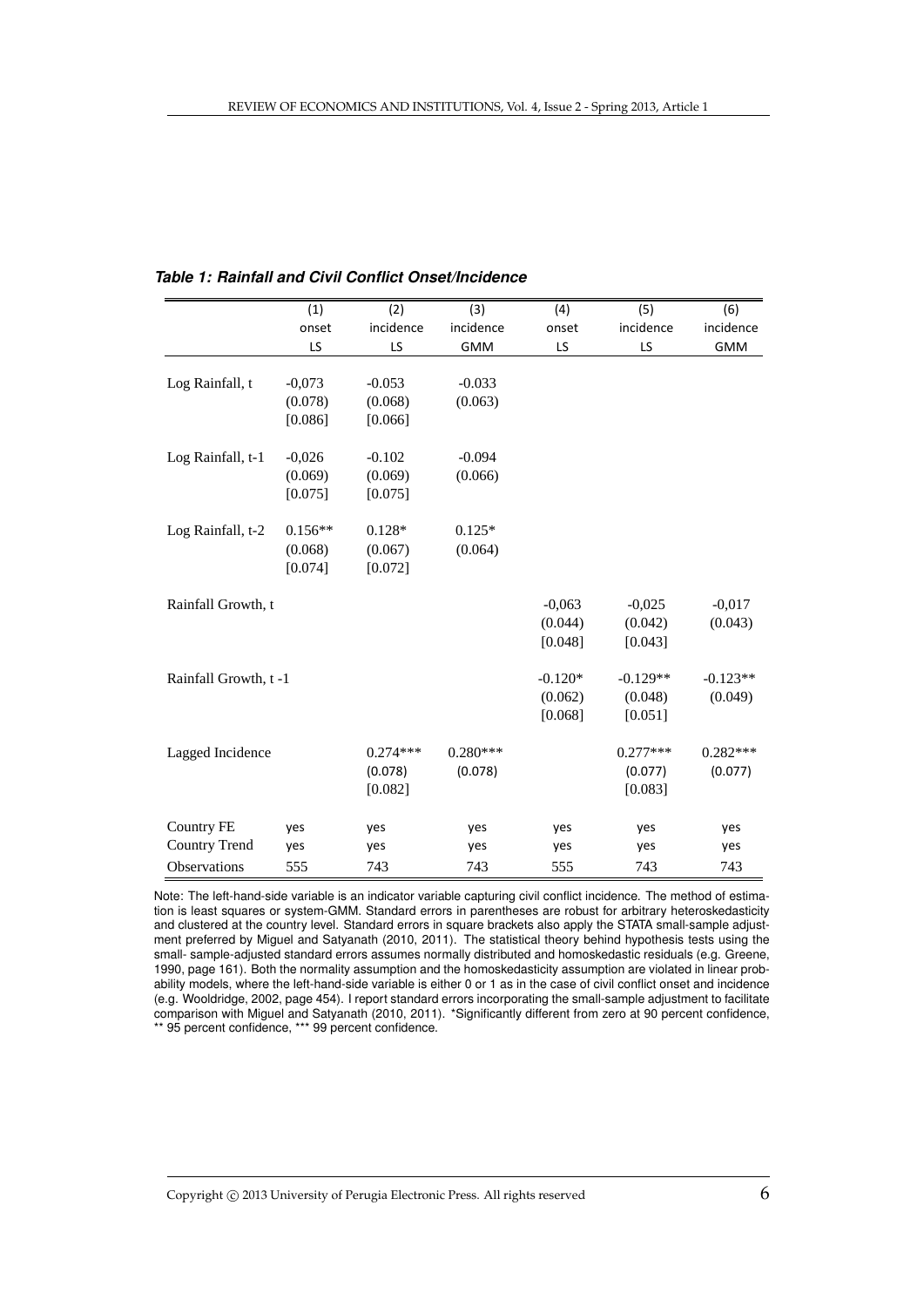***Table 1: Rainfall and Civil Conflict Onset/Incidence***

| | (1) | (2) | (3) | (4) | (5) | (6) |
|---|---|---|---|---|---|---|
| | onset | incidence | incidence | onset | incidence | incidence |
| | LS | LS | GMM | LS | LS | GMM |
| Log Rainfall, t | -0,073 | -0.053 | -0.033 | | | |
| | (0.078) | (0.068) | (0.063) | | | |
| | [0.086] | [0.066] | | | | |
| Log Rainfall, t-1 | -0,026 | -0.102 | -0.094 | | | |
| | (0.069) | (0.069) | (0.066) | | | |
| | [0.075] | [0.075] | | | | |
| Log Rainfall, t-2 | 0.156** | 0.128* | 0.125* | | | |
| | (0.068) | (0.067) | (0.064) | | | |
| | [0.074] | [0.072] | | | | |
| Rainfall Growth, t | | | | -0,063 | -0,025 | -0,017 |
| | | | | (0.044) | (0.042) | (0.043) |
| | | | | [0.048] | [0.043] | |
| Rainfall Growth, t -1 | | | | -0.120* | -0.129** | -0.123** |
| | | | | (0.062) | (0.048) | (0.049) |
| | | | | [0.068] | [0.051] | |
| Lagged Incidence | | 0.274*** | 0.280*** | | 0.277*** | 0.282*** |
| | | (0.078) | (0.078) | | (0.077) | (0.077) |
| | | [0.082] | | | [0.083] | |
| Country FE | yes | yes | yes | yes | yes | yes |
| Country Trend | yes | yes | yes | yes | yes | yes |
| Observations | 555 | 743 | 743 | 555 | 743 | 743 |

Note: The left-hand-side variable is an indicator variable capturing civil conflict incidence. The method of estimation is least squares or system-GMM. Standard errors in parentheses are robust for arbitrary heteroskedasticity and clustered at the country level. Standard errors in square brackets also apply the STATA small-sample adjustment preferred by Miguel and Satyanath (2010, 2011). The statistical theory behind hypothesis tests using the small- sample-adjusted standard errors assumes normally distributed and homoskedastic residuals (e.g. Greene, 1990, page 161). Both the normality assumption and the homoskedasticity assumption are violated in linear probability models, where the left-hand-side variable is either 0 or 1 as in the case of civil conflict onset and incidence (e.g. Wooldridge, 2002, page 454). I report standard errors incorporating the small-sample adjustment to facilitate comparison with Miguel and Satyanath (2010, 2011). *Significantly different from zero at 90 percent confidence, ** 95 percent confidence, *** 99 percent confidence.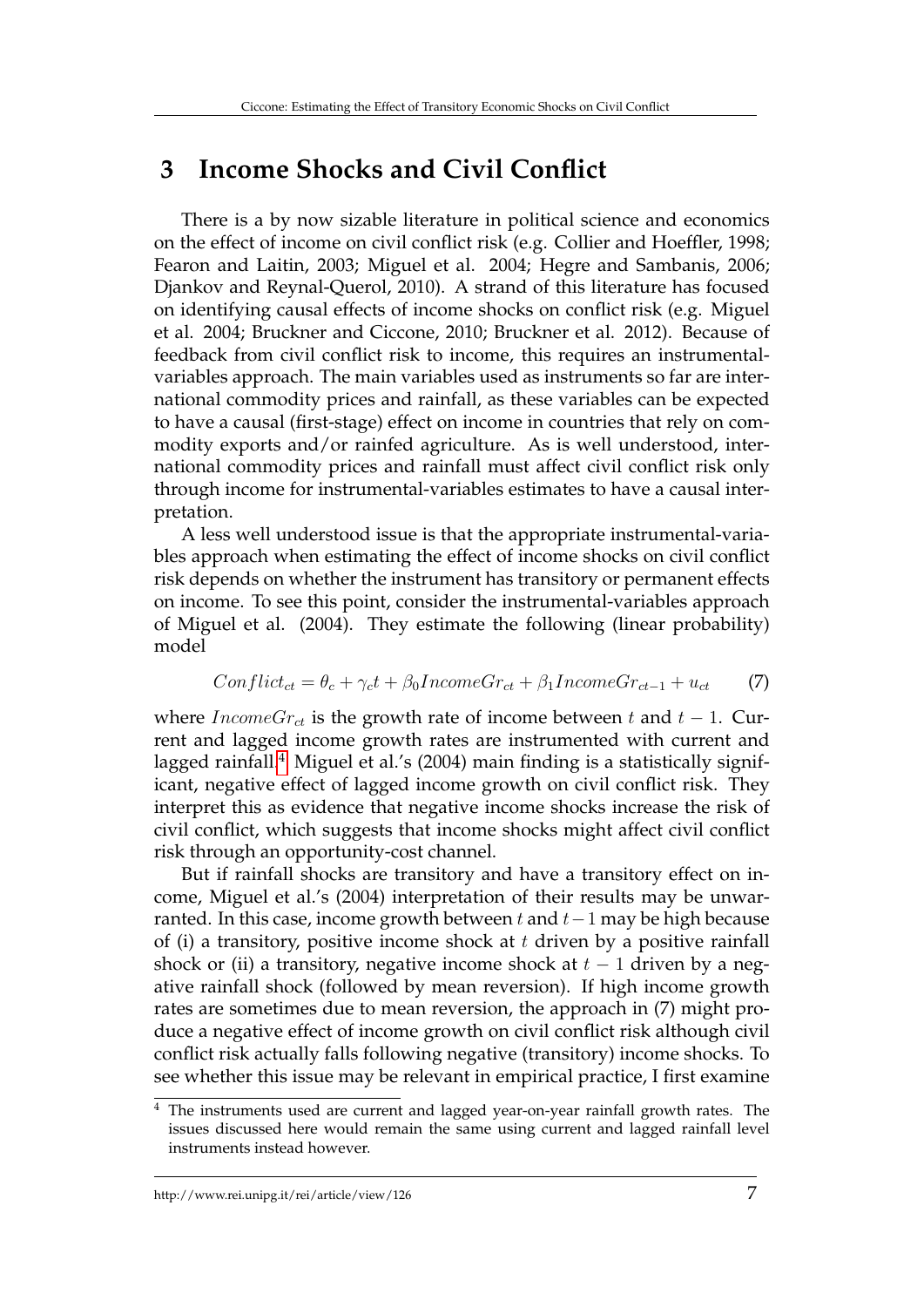## 3 Income Shocks and Civil Conflict

There is a by now sizable literature in political science and economics on the effect of income on civil conflict risk (e.g. Collier and Hoeffler, 1998; Fearon and Laitin, 2003; Miguel et al. 2004; Hegre and Sambanis, 2006; Djankov and Reynal-Querol, 2010). A strand of this literature has focused on identifying causal effects of income shocks on conflict risk (e.g. Miguel et al. 2004; Bruckner and Ciccone, 2010; Bruckner et al. 2012). Because of feedback from civil conflict risk to income, this requires an instrumental-variables approach. The main variables used as instruments so far are international commodity prices and rainfall, as these variables can be expected to have a causal (first-stage) effect on income in countries that rely on commodity exports and/or rainfed agriculture. As is well understood, international commodity prices and rainfall must affect civil conflict risk only through income for instrumental-variables estimates to have a causal interpretation.

A less well understood issue is that the appropriate instrumental-variables approach when estimating the effect of income shocks on civil conflict risk depends on whether the instrument has transitory or permanent effects on income. To see this point, consider the instrumental-variables approach of Miguel et al. (2004). They estimate the following (linear probability) model

$$Conflict_{ct} = \theta_c + \gamma_c t + \beta_0 IncomeGr_{ct} + \beta_1 IncomeGr_{ct-1} + u_{ct} \qquad (7)$$

where $IncomeGr_{ct}$ is the growth rate of income between $t$ and $t-1$. Current and lagged income growth rates are instrumented with current and lagged rainfall.[4] Miguel et al.'s (2004) main finding is a statistically significant, negative effect of lagged income growth on civil conflict risk. They interpret this as evidence that negative income shocks increase the risk of civil conflict, which suggests that income shocks might affect civil conflict risk through an opportunity-cost channel.

But if rainfall shocks are transitory and have a transitory effect on income, Miguel et al.'s (2004) interpretation of their results may be unwarranted. In this case, income growth between $t$ and $t-1$ may be high because of (i) a transitory, positive income shock at $t$ driven by a positive rainfall shock or (ii) a transitory, negative income shock at $t-1$ driven by a negative rainfall shock (followed by mean reversion). If high income growth rates are sometimes due to mean reversion, the approach in (7) might produce a negative effect of income growth on civil conflict risk although civil conflict risk actually falls following negative (transitory) income shocks. To see whether this issue may be relevant in empirical practice, I first examine

[4] The instruments used are current and lagged year-on-year rainfall growth rates. The issues discussed here would remain the same using current and lagged rainfall level instruments instead however.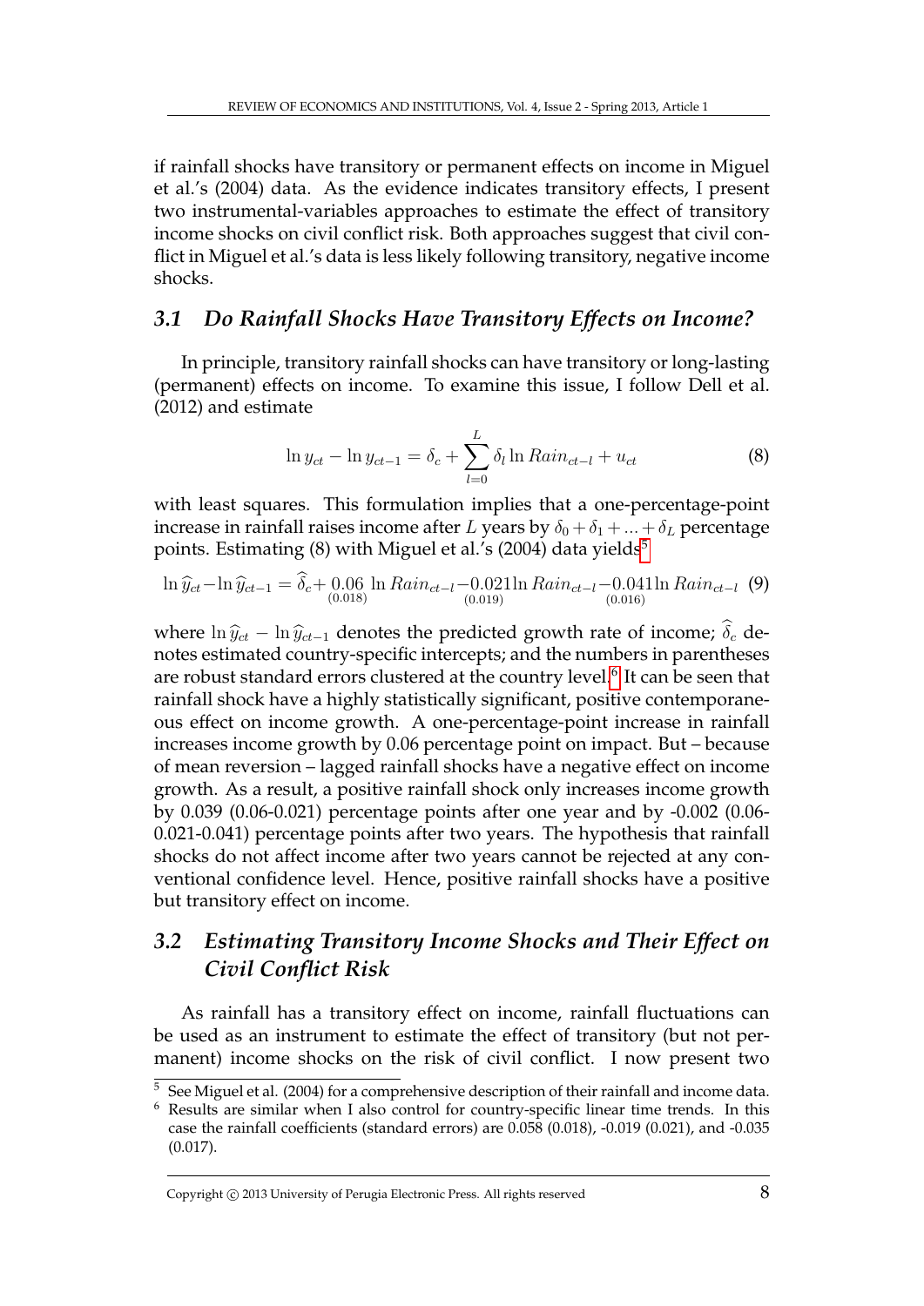if rainfall shocks have transitory or permanent effects on income in Miguel et al.'s (2004) data. As the evidence indicates transitory effects, I present two instrumental-variables approaches to estimate the effect of transitory income shocks on civil conflict risk. Both approaches suggest that civil conflict in Miguel et al.'s data is less likely following transitory, negative income shocks.

### *3.1 Do Rainfall Shocks Have Transitory Effects on Income?*

In principle, transitory rainfall shocks can have transitory or long-lasting (permanent) effects on income. To examine this issue, I follow Dell et al. (2012) and estimate

$$\ln y_{ct} - \ln y_{ct-1} = \delta_c + \sum_{l=0}^{L} \delta_l \ln Rain_{ct-l} + u_{ct} \tag{8}$$

with least squares. This formulation implies that a one-percentage-point increase in rainfall raises income after $L$ years by $\delta_0 + \delta_1 + ... + \delta_L$ percentage points. Estimating (8) with Miguel et al.'s (2004) data yields[5]

$$\ln \widehat{y}_{ct} - \ln \widehat{y}_{ct-1} = \widehat{\delta}_c + \underset{(0.018)}{0.06} \ln Rain_{ct-l} - \underset{(0.019)}{0.021} \ln Rain_{ct-l} - \underset{(0.016)}{0.041} \ln Rain_{ct-l} \tag{9}$$

where $\ln \widehat{y}_{ct} - \ln \widehat{y}_{ct-1}$ denotes the predicted growth rate of income; $\widehat{\delta}_c$ denotes estimated country-specific intercepts; and the numbers in parentheses are robust standard errors clustered at the country level.[6] It can be seen that rainfall shock have a highly statistically significant, positive contemporaneous effect on income growth. A one-percentage-point increase in rainfall increases income growth by 0.06 percentage point on impact. But – because of mean reversion – lagged rainfall shocks have a negative effect on income growth. As a result, a positive rainfall shock only increases income growth by 0.039 (0.06-0.021) percentage points after one year and by -0.002 (0.06-0.021-0.041) percentage points after two years. The hypothesis that rainfall shocks do not affect income after two years cannot be rejected at any conventional confidence level. Hence, positive rainfall shocks have a positive but transitory effect on income.

### *3.2 Estimating Transitory Income Shocks and Their Effect on Civil Conflict Risk*

As rainfall has a transitory effect on income, rainfall fluctuations can be used as an instrument to estimate the effect of transitory (but not permanent) income shocks on the risk of civil conflict. I now present two

---

[5] See Miguel et al. (2004) for a comprehensive description of their rainfall and income data.

[6] Results are similar when I also control for country-specific linear time trends. In this case the rainfall coefficients (standard errors) are 0.058 (0.018), -0.019 (0.021), and -0.035 (0.017).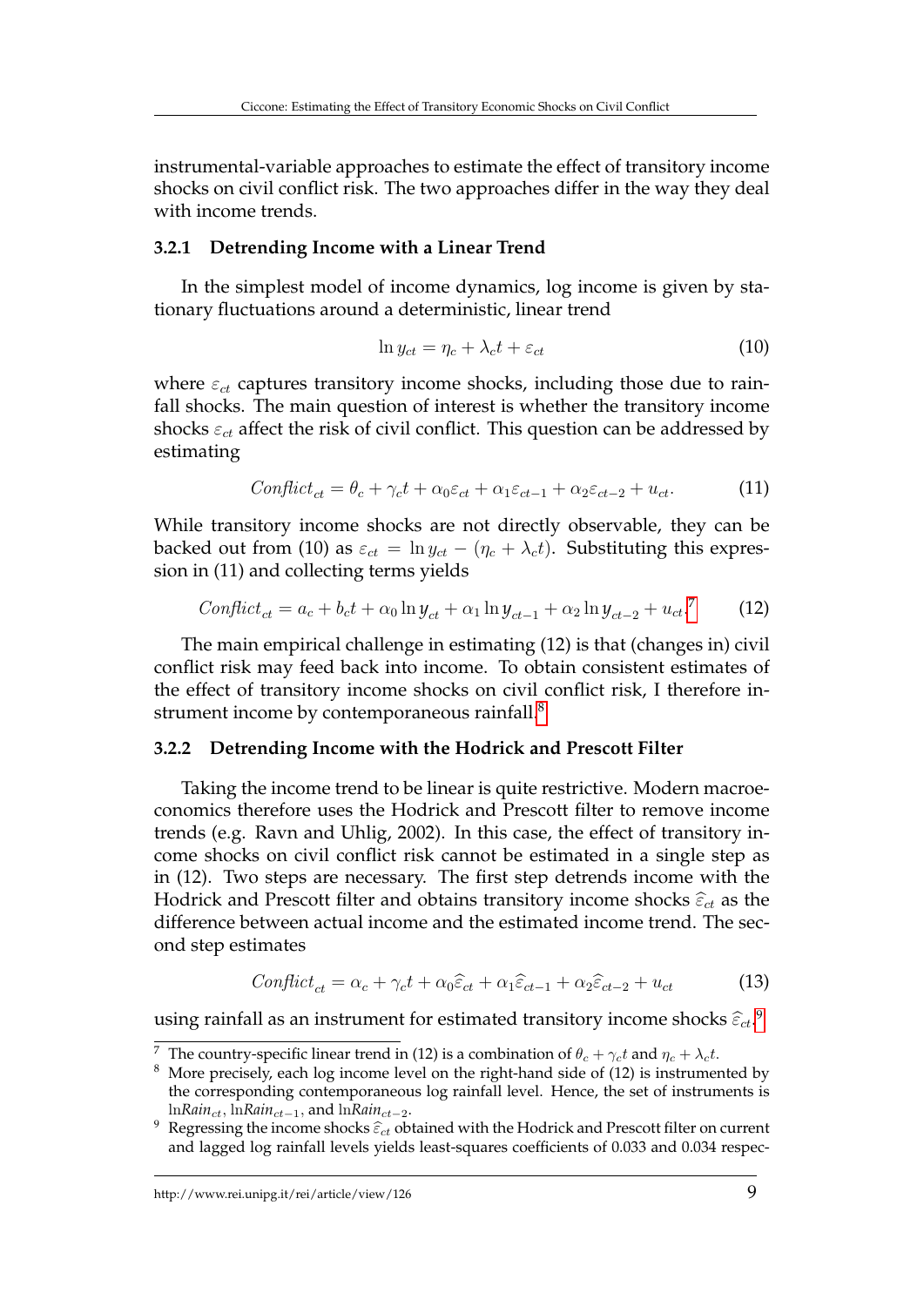instrumental-variable approaches to estimate the effect of transitory income shocks on civil conflict risk. The two approaches differ in the way they deal with income trends.

### 3.2.1 Detrending Income with a Linear Trend

In the simplest model of income dynamics, log income is given by stationary fluctuations around a deterministic, linear trend

$$\ln y_{ct} = \eta_c + \lambda_c t + \varepsilon_{ct} \tag{10}$$

where $\varepsilon_{ct}$ captures transitory income shocks, including those due to rainfall shocks. The main question of interest is whether the transitory income shocks $\varepsilon_{ct}$ affect the risk of civil conflict. This question can be addressed by estimating

$$Conflict_{ct} = \theta_c + \gamma_c t + \alpha_0 \varepsilon_{ct} + \alpha_1 \varepsilon_{ct-1} + \alpha_2 \varepsilon_{ct-2} + u_{ct}. \tag{11}$$

While transitory income shocks are not directly observable, they can be backed out from (10) as $\varepsilon_{ct} = \ln y_{ct} - (\eta_c + \lambda_c t)$. Substituting this expression in (11) and collecting terms yields

$$Conflict_{ct} = a_c + b_c t + \alpha_0 \ln y_{ct} + \alpha_1 \ln y_{ct-1} + \alpha_2 \ln y_{ct-2} + u_{ct}.^{7} \tag{12}$$

The main empirical challenge in estimating (12) is that (changes in) civil conflict risk may feed back into income. To obtain consistent estimates of the effect of transitory income shocks on civil conflict risk, I therefore instrument income by contemporaneous rainfall.[8]

### 3.2.2 Detrending Income with the Hodrick and Prescott Filter

Taking the income trend to be linear is quite restrictive. Modern macroeconomics therefore uses the Hodrick and Prescott filter to remove income trends (e.g. Ravn and Uhlig, 2002). In this case, the effect of transitory income shocks on civil conflict risk cannot be estimated in a single step as in (12). Two steps are necessary. The first step detrends income with the Hodrick and Prescott filter and obtains transitory income shocks $\widehat{\varepsilon}_{ct}$ as the difference between actual income and the estimated income trend. The second step estimates

$$Conflict_{ct} = \alpha_c + \gamma_c t + \alpha_0 \widehat{\varepsilon}_{ct} + \alpha_1 \widehat{\varepsilon}_{ct-1} + \alpha_2 \widehat{\varepsilon}_{ct-2} + u_{ct} \tag{13}$$

using rainfall as an instrument for estimated transitory income shocks $\widehat{\varepsilon}_{ct}$.[9]

---

[7] The country-specific linear trend in (12) is a combination of $\theta_c + \gamma_c t$ and $\eta_c + \lambda_c t$.

[8] More precisely, each log income level on the right-hand side of (12) is instrumented by the corresponding contemporaneous log rainfall level. Hence, the set of instruments is $\ln Rain_{ct}$, $\ln Rain_{ct-1}$, and $\ln Rain_{ct-2}$.

[9] Regressing the income shocks $\widehat{\varepsilon}_{ct}$ obtained with the Hodrick and Prescott filter on current and lagged log rainfall levels yields least-squares coefficients of 0.033 and 0.034 respec-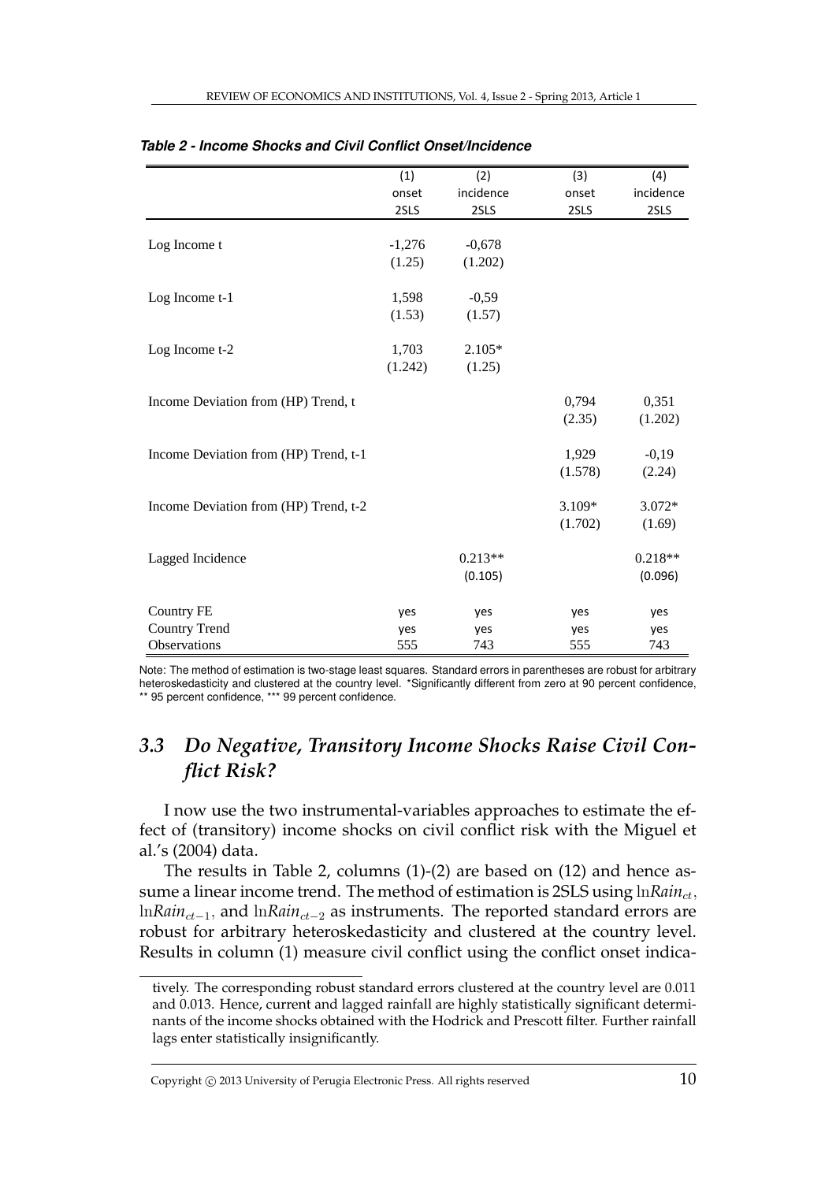***Table 2 - Income Shocks and Civil Conflict Onset/Incidence***

| | (1) onset 2SLS | (2) incidence 2SLS | (3) onset 2SLS | (4) incidence 2SLS |
|---|---|---|---|---|
| Log Income t | -1,276 | -0,678 | | |
| | (1.25) | (1.202) | | |
| Log Income t-1 | 1,598 | -0,59 | | |
| | (1.53) | (1.57) | | |
| Log Income t-2 | 1,703 | 2.105* | | |
| | (1.242) | (1.25) | | |
| Income Deviation from (HP) Trend, t | | | 0,794 | 0,351 |
| | | | (2.35) | (1.202) |
| Income Deviation from (HP) Trend, t-1 | | | 1,929 | -0,19 |
| | | | (1.578) | (2.24) |
| Income Deviation from (HP) Trend, t-2 | | | 3.109* | 3.072* |
| | | | (1.702) | (1.69) |
| Lagged Incidence | | 0.213** | | 0.218** |
| | | (0.105) | | (0.096) |
| Country FE | yes | yes | yes | yes |
| Country Trend | yes | yes | yes | yes |
| Observations | 555 | 743 | 555 | 743 |

Note: The method of estimation is two-stage least squares. Standard errors in parentheses are robust for arbitrary heteroskedasticity and clustered at the country level. *Significantly different from zero at 90 percent confidence, ** 95 percent confidence, *** 99 percent confidence.

## 3.3 *Do Negative, Transitory Income Shocks Raise Civil Conflict Risk?*

I now use the two instrumental-variables approaches to estimate the effect of (transitory) income shocks on civil conflict risk with the Miguel et al.'s (2004) data.

The results in Table 2, columns (1)-(2) are based on (12) and hence assume a linear income trend. The method of estimation is 2SLS using $\ln Rain_{ct}$, $\ln Rain_{ct-1}$, and $\ln Rain_{ct-2}$ as instruments. The reported standard errors are robust for arbitrary heteroskedasticity and clustered at the country level. Results in column (1) measure civil conflict using the conflict onset indica-

tively. The corresponding robust standard errors clustered at the country level are 0.011 and 0.013. Hence, current and lagged rainfall are highly statistically significant determinants of the income shocks obtained with the Hodrick and Prescott filter. Further rainfall lags enter statistically insignificantly.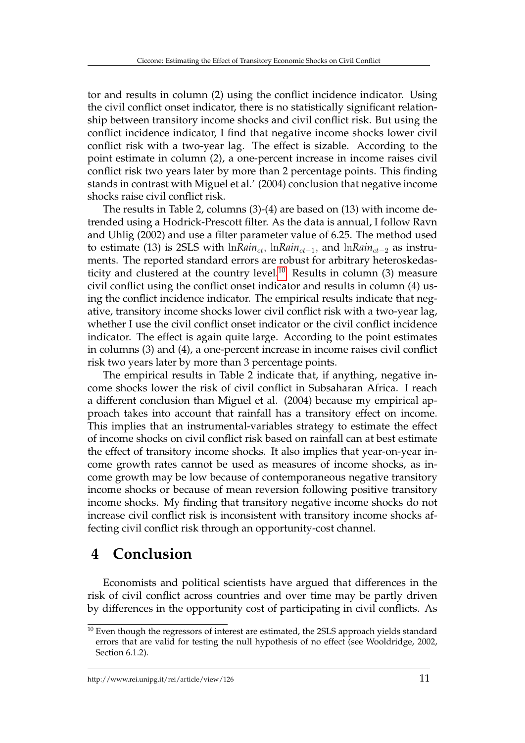tor and results in column (2) using the conflict incidence indicator. Using the civil conflict onset indicator, there is no statistically significant relationship between transitory income shocks and civil conflict risk. But using the conflict incidence indicator, I find that negative income shocks lower civil conflict risk with a two-year lag. The effect is sizable. According to the point estimate in column (2), a one-percent increase in income raises civil conflict risk two years later by more than 2 percentage points. This finding stands in contrast with Miguel et al.' (2004) conclusion that negative income shocks raise civil conflict risk.

The results in Table 2, columns (3)-(4) are based on (13) with income detrended using a Hodrick-Prescott filter. As the data is annual, I follow Ravn and Uhlig (2002) and use a filter parameter value of 6.25. The method used to estimate (13) is 2SLS with $\ln Rain_{ct}$, $\ln Rain_{ct-1}$, and $\ln Rain_{ct-2}$ as instruments. The reported standard errors are robust for arbitrary heteroskedasticity and clustered at the country level.[10] Results in column (3) measure civil conflict using the conflict onset indicator and results in column (4) using the conflict incidence indicator. The empirical results indicate that negative, transitory income shocks lower civil conflict risk with a two-year lag, whether I use the civil conflict onset indicator or the civil conflict incidence indicator. The effect is again quite large. According to the point estimates in columns (3) and (4), a one-percent increase in income raises civil conflict risk two years later by more than 3 percentage points.

The empirical results in Table 2 indicate that, if anything, negative income shocks lower the risk of civil conflict in Subsaharan Africa. I reach a different conclusion than Miguel et al. (2004) because my empirical approach takes into account that rainfall has a transitory effect on income. This implies that an instrumental-variables strategy to estimate the effect of income shocks on civil conflict risk based on rainfall can at best estimate the effect of transitory income shocks. It also implies that year-on-year income growth rates cannot be used as measures of income shocks, as income growth may be low because of contemporaneous negative transitory income shocks or because of mean reversion following positive transitory income shocks. My finding that transitory negative income shocks do not increase civil conflict risk is inconsistent with transitory income shocks affecting civil conflict risk through an opportunity-cost channel.

# 4 Conclusion

Economists and political scientists have argued that differences in the risk of civil conflict across countries and over time may be partly driven by differences in the opportunity cost of participating in civil conflicts. As

[10] Even though the regressors of interest are estimated, the 2SLS approach yields standard errors that are valid for testing the null hypothesis of no effect (see Wooldridge, 2002, Section 6.1.2).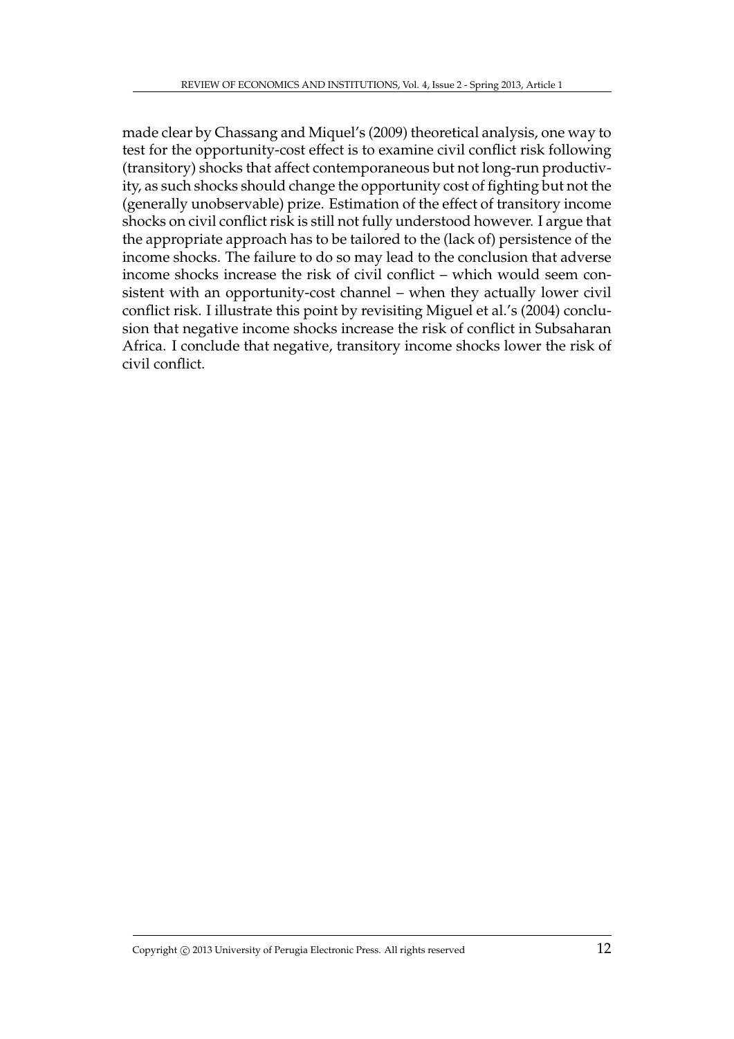made clear by Chassang and Miquel's (2009) theoretical analysis, one way to test for the opportunity-cost effect is to examine civil conflict risk following (transitory) shocks that affect contemporaneous but not long-run productivity, as such shocks should change the opportunity cost of fighting but not the (generally unobservable) prize. Estimation of the effect of transitory income shocks on civil conflict risk is still not fully understood however. I argue that the appropriate approach has to be tailored to the (lack of) persistence of the income shocks. The failure to do so may lead to the conclusion that adverse income shocks increase the risk of civil conflict – which would seem consistent with an opportunity-cost channel – when they actually lower civil conflict risk. I illustrate this point by revisiting Miguel et al.'s (2004) conclusion that negative income shocks increase the risk of conflict in Subsaharan Africa. I conclude that negative, transitory income shocks lower the risk of civil conflict.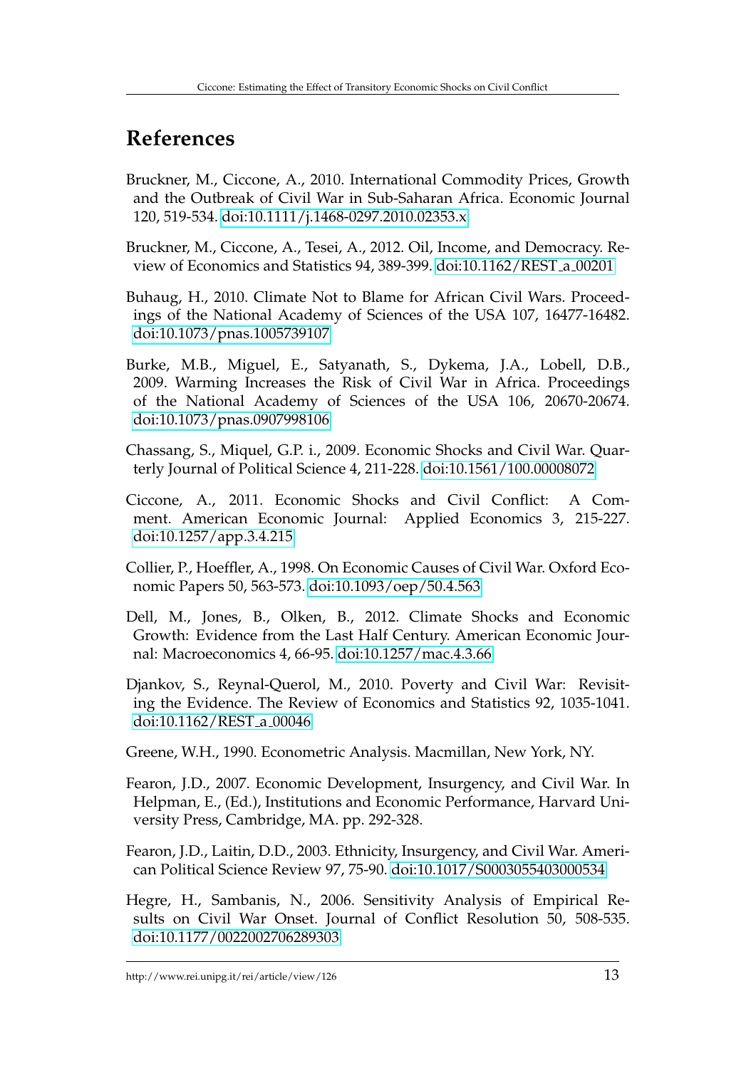## References

Bruckner, M., Ciccone, A., 2010. International Commodity Prices, Growth and the Outbreak of Civil War in Sub-Saharan Africa. Economic Journal 120, 519-534. doi:10.1111/j.1468-0297.2010.02353.x

Bruckner, M., Ciccone, A., Tesei, A., 2012. Oil, Income, and Democracy. Review of Economics and Statistics 94, 389-399. doi:10.1162/REST_a_00201

Buhaug, H., 2010. Climate Not to Blame for African Civil Wars. Proceedings of the National Academy of Sciences of the USA 107, 16477-16482. doi:10.1073/pnas.1005739107

Burke, M.B., Miguel, E., Satyanath, S., Dykema, J.A., Lobell, D.B., 2009. Warming Increases the Risk of Civil War in Africa. Proceedings of the National Academy of Sciences of the USA 106, 20670-20674. doi:10.1073/pnas.0907998106

Chassang, S., Miquel, G.P. i., 2009. Economic Shocks and Civil War. Quarterly Journal of Political Science 4, 211-228. doi:10.1561/100.00008072

Ciccone, A., 2011. Economic Shocks and Civil Conflict: A Comment. American Economic Journal: Applied Economics 3, 215-227. doi:10.1257/app.3.4.215

Collier, P., Hoeffler, A., 1998. On Economic Causes of Civil War. Oxford Economic Papers 50, 563-573. doi:10.1093/oep/50.4.563

Dell, M., Jones, B., Olken, B., 2012. Climate Shocks and Economic Growth: Evidence from the Last Half Century. American Economic Journal: Macroeconomics 4, 66-95. doi:10.1257/mac.4.3.66

Djankov, S., Reynal-Querol, M., 2010. Poverty and Civil War: Revisiting the Evidence. The Review of Economics and Statistics 92, 1035-1041. doi:10.1162/REST_a_00046

Greene, W.H., 1990. Econometric Analysis. Macmillan, New York, NY.

Fearon, J.D., 2007. Economic Development, Insurgency, and Civil War. In Helpman, E., (Ed.), Institutions and Economic Performance, Harvard University Press, Cambridge, MA. pp. 292-328.

Fearon, J.D., Laitin, D.D., 2003. Ethnicity, Insurgency, and Civil War. American Political Science Review 97, 75-90. doi:10.1017/S0003055403000534

Hegre, H., Sambanis, N., 2006. Sensitivity Analysis of Empirical Results on Civil War Onset. Journal of Conflict Resolution 50, 508-535. doi:10.1177/0022002706289303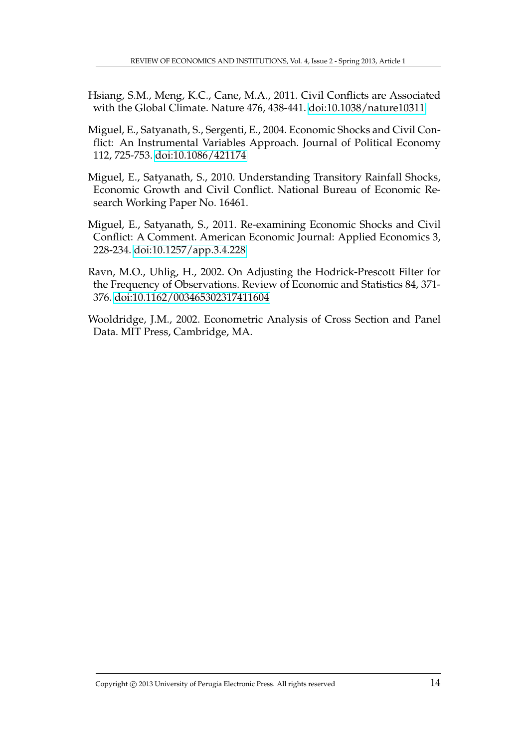Hsiang, S.M., Meng, K.C., Cane, M.A., 2011. Civil Conflicts are Associated with the Global Climate. Nature 476, 438-441. doi:10.1038/nature10311

Miguel, E., Satyanath, S., Sergenti, E., 2004. Economic Shocks and Civil Conflict: An Instrumental Variables Approach. Journal of Political Economy 112, 725-753. doi:10.1086/421174

Miguel, E., Satyanath, S., 2010. Understanding Transitory Rainfall Shocks, Economic Growth and Civil Conflict. National Bureau of Economic Research Working Paper No. 16461.

Miguel, E., Satyanath, S., 2011. Re-examining Economic Shocks and Civil Conflict: A Comment. American Economic Journal: Applied Economics 3, 228-234. doi:10.1257/app.3.4.228

Ravn, M.O., Uhlig, H., 2002. On Adjusting the Hodrick-Prescott Filter for the Frequency of Observations. Review of Economic and Statistics 84, 371-376. doi:10.1162/003465302317411604

Wooldridge, J.M., 2002. Econometric Analysis of Cross Section and Panel Data. MIT Press, Cambridge, MA.